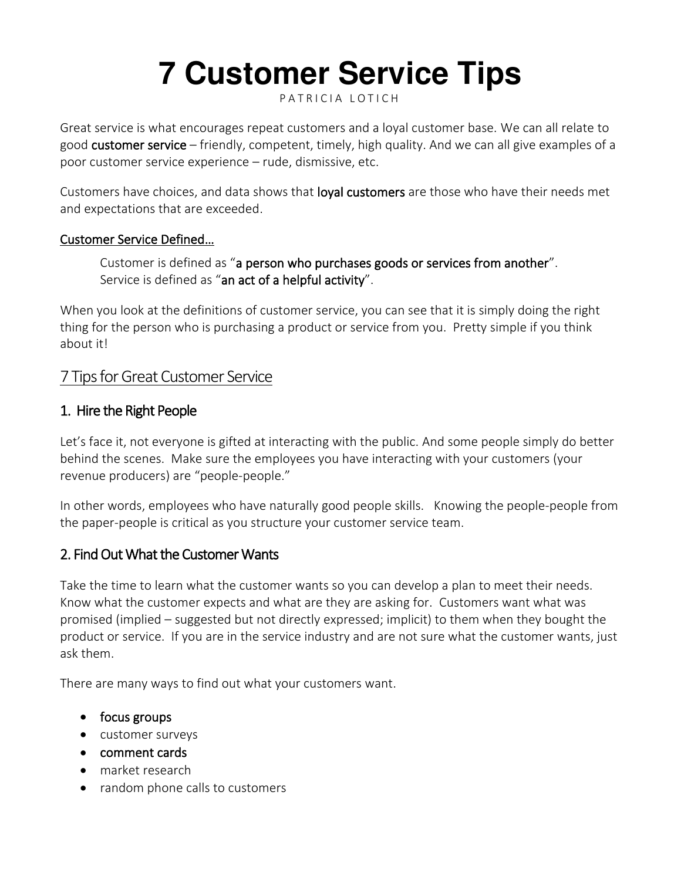# 7 Customer Service Tips

PATRICIA LOTICH

Great service is what encourages repeat customers and a loyal customer base. We can all relate to good customer service – friendly, competent, timely, high quality. And we can all give examples of a poor customer service experience – rude, dismissive, etc.

Customers have choices, and data shows that loyal customers are those who have their needs met and expectations that are exceeded.

Customer Service Defined…

> Customer is defined as "a person who purchases goods or services from another".
> Service is defined as "an act of a helpful activity".

When you look at the definitions of customer service, you can see that it is simply doing the right thing for the person who is purchasing a product or service from you. Pretty simple if you think about it!

## 7 Tips for Great Customer Service

### 1. Hire the Right People

Let's face it, not everyone is gifted at interacting with the public. And some people simply do better behind the scenes. Make sure the employees you have interacting with your customers (your revenue producers) are "people-people."

In other words, employees who have naturally good people skills. Knowing the people-people from the paper-people is critical as you structure your customer service team.

### 2. Find Out What the Customer Wants

Take the time to learn what the customer wants so you can develop a plan to meet their needs. Know what the customer expects and what are they are asking for. Customers want what was promised (implied – suggested but not directly expressed; implicit) to them when they bought the product or service. If you are in the service industry and are not sure what the customer wants, just ask them.

There are many ways to find out what your customers want.

- focus groups
- customer surveys
- comment cards
- market research
- random phone calls to customers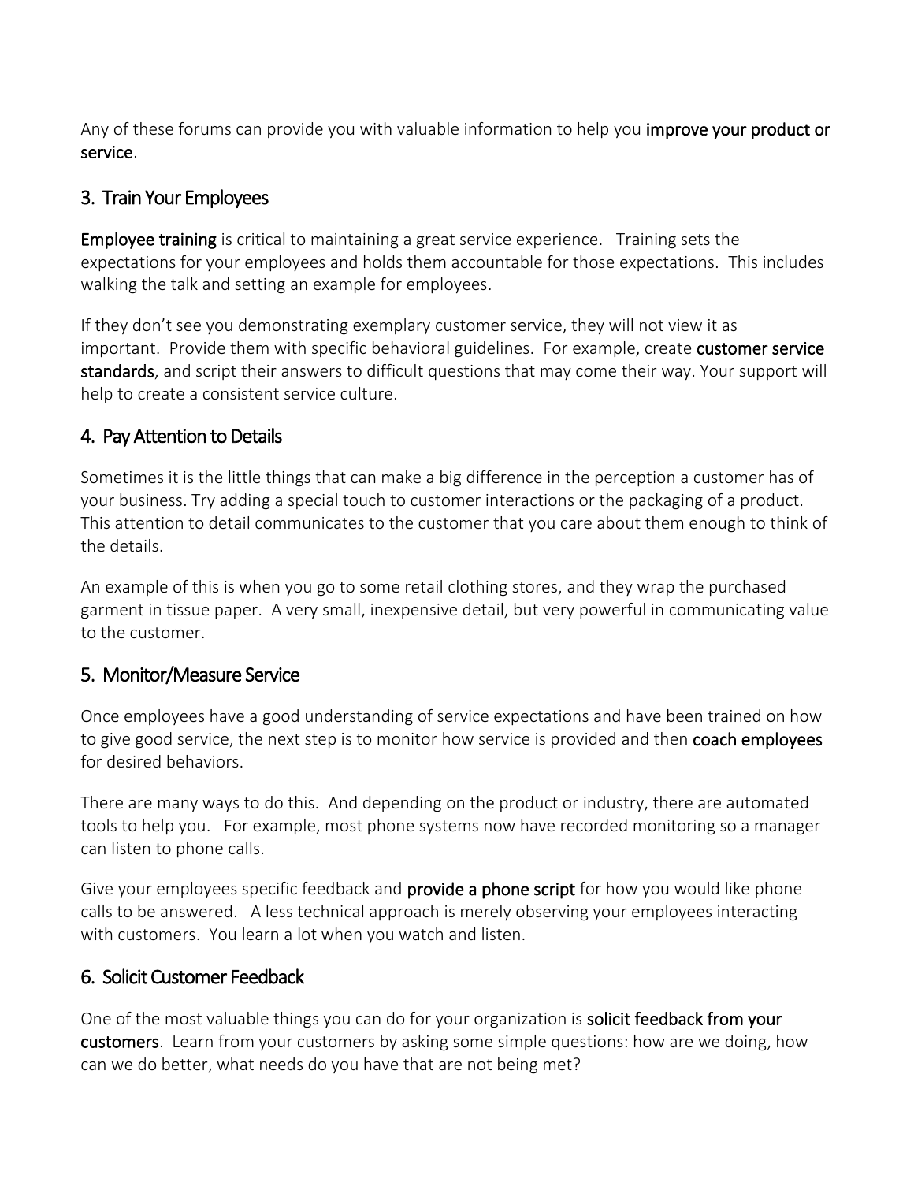Any of these forums can provide you with valuable information to help you **improve your product or service**.

## 3. Train Your Employees

**Employee training** is critical to maintaining a great service experience. Training sets the expectations for your employees and holds them accountable for those expectations. This includes walking the talk and setting an example for employees.

If they don't see you demonstrating exemplary customer service, they will not view it as important. Provide them with specific behavioral guidelines. For example, create **customer service standards**, and script their answers to difficult questions that may come their way. Your support will help to create a consistent service culture.

## 4. Pay Attention to Details

Sometimes it is the little things that can make a big difference in the perception a customer has of your business. Try adding a special touch to customer interactions or the packaging of a product. This attention to detail communicates to the customer that you care about them enough to think of the details.

An example of this is when you go to some retail clothing stores, and they wrap the purchased garment in tissue paper. A very small, inexpensive detail, but very powerful in communicating value to the customer.

## 5. Monitor/Measure Service

Once employees have a good understanding of service expectations and have been trained on how to give good service, the next step is to monitor how service is provided and then **coach employees** for desired behaviors.

There are many ways to do this. And depending on the product or industry, there are automated tools to help you. For example, most phone systems now have recorded monitoring so a manager can listen to phone calls.

Give your employees specific feedback and **provide a phone script** for how you would like phone calls to be answered. A less technical approach is merely observing your employees interacting with customers. You learn a lot when you watch and listen.

## 6. Solicit Customer Feedback

One of the most valuable things you can do for your organization is **solicit feedback from your customers**. Learn from your customers by asking some simple questions: how are we doing, how can we do better, what needs do you have that are not being met?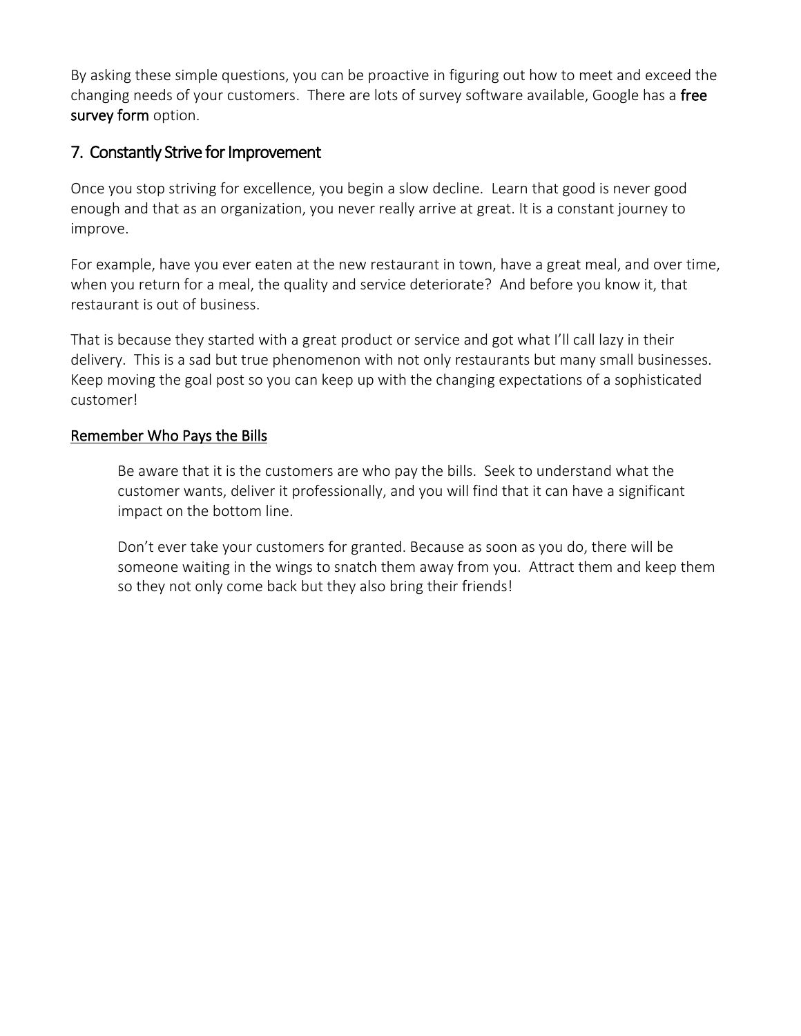By asking these simple questions, you can be proactive in figuring out how to meet and exceed the changing needs of your customers. There are lots of survey software available, Google has a **free survey form** option.

## 7. Constantly Strive for Improvement

Once you stop striving for excellence, you begin a slow decline. Learn that good is never good enough and that as an organization, you never really arrive at great. It is a constant journey to improve.

For example, have you ever eaten at the new restaurant in town, have a great meal, and over time, when you return for a meal, the quality and service deteriorate? And before you know it, that restaurant is out of business.

That is because they started with a great product or service and got what I'll call lazy in their delivery. This is a sad but true phenomenon with not only restaurants but many small businesses. Keep moving the goal post so you can keep up with the changing expectations of a sophisticated customer!

### Remember Who Pays the Bills

Be aware that it is the customers are who pay the bills. Seek to understand what the customer wants, deliver it professionally, and you will find that it can have a significant impact on the bottom line.

Don't ever take your customers for granted. Because as soon as you do, there will be someone waiting in the wings to snatch them away from you. Attract them and keep them so they not only come back but they also bring their friends!